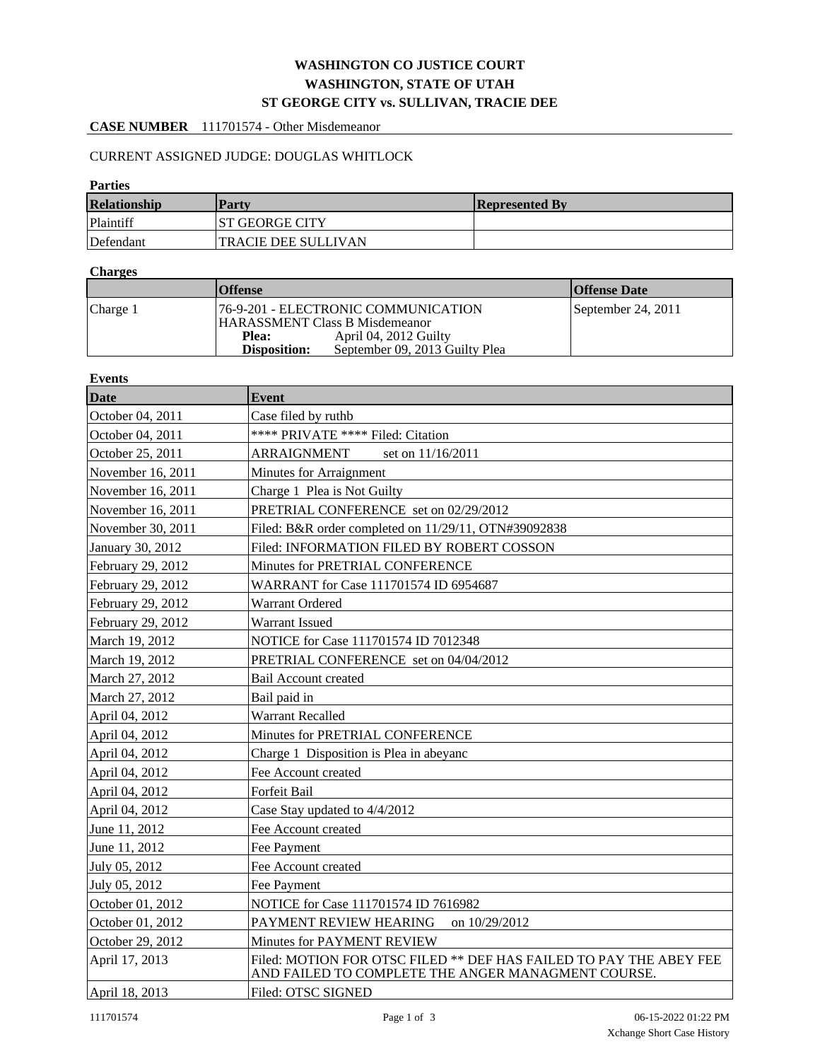# WASHINGTON CO JUSTICE COURT
## WASHINGTON, STATE OF UTAH
## ST GEORGE CITY vs. SULLIVAN, TRACIE DEE

**CASE NUMBER** 111701574 - Other Misdemeanor

CURRENT ASSIGNED JUDGE: DOUGLAS WHITLOCK

**Parties**

| Relationship | Party | Represented By |
|---|---|---|
| Plaintiff | ST GEORGE CITY | |
| Defendant | TRACIE DEE SULLIVAN | |

**Charges**

| | Offense | Offense Date |
|---|---|---|
| Charge 1 | 76-9-201 - ELECTRONIC COMMUNICATION HARASSMENT Class B Misdemeanor<br>**Plea:** April 04, 2012 Guilty<br>**Disposition:** September 09, 2013 Guilty Plea | September 24, 2011 |

**Events**

| Date | Event |
|---|---|
| October 04, 2011 | Case filed by ruthb |
| October 04, 2011 | **** PRIVATE **** Filed: Citation |
| October 25, 2011 | ARRAIGNMENT set on 11/16/2011 |
| November 16, 2011 | Minutes for Arraignment |
| November 16, 2011 | Charge 1 Plea is Not Guilty |
| November 16, 2011 | PRETRIAL CONFERENCE set on 02/29/2012 |
| November 30, 2011 | Filed: B&R order completed on 11/29/11, OTN#39092838 |
| January 30, 2012 | Filed: INFORMATION FILED BY ROBERT COSSON |
| February 29, 2012 | Minutes for PRETRIAL CONFERENCE |
| February 29, 2012 | WARRANT for Case 111701574 ID 6954687 |
| February 29, 2012 | Warrant Ordered |
| February 29, 2012 | Warrant Issued |
| March 19, 2012 | NOTICE for Case 111701574 ID 7012348 |
| March 19, 2012 | PRETRIAL CONFERENCE set on 04/04/2012 |
| March 27, 2012 | Bail Account created |
| March 27, 2012 | Bail paid in |
| April 04, 2012 | Warrant Recalled |
| April 04, 2012 | Minutes for PRETRIAL CONFERENCE |
| April 04, 2012 | Charge 1 Disposition is Plea in abeyanc |
| April 04, 2012 | Fee Account created |
| April 04, 2012 | Forfeit Bail |
| April 04, 2012 | Case Stay updated to 4/4/2012 |
| June 11, 2012 | Fee Account created |
| June 11, 2012 | Fee Payment |
| July 05, 2012 | Fee Account created |
| July 05, 2012 | Fee Payment |
| October 01, 2012 | NOTICE for Case 111701574 ID 7616982 |
| October 01, 2012 | PAYMENT REVIEW HEARING on 10/29/2012 |
| October 29, 2012 | Minutes for PAYMENT REVIEW |
| April 17, 2013 | Filed: MOTION FOR OTSC FILED ** DEF HAS FAILED TO PAY THE ABEY FEE AND FAILED TO COMPLETE THE ANGER MANAGMENT COURSE. |
| April 18, 2013 | Filed: OTSC SIGNED |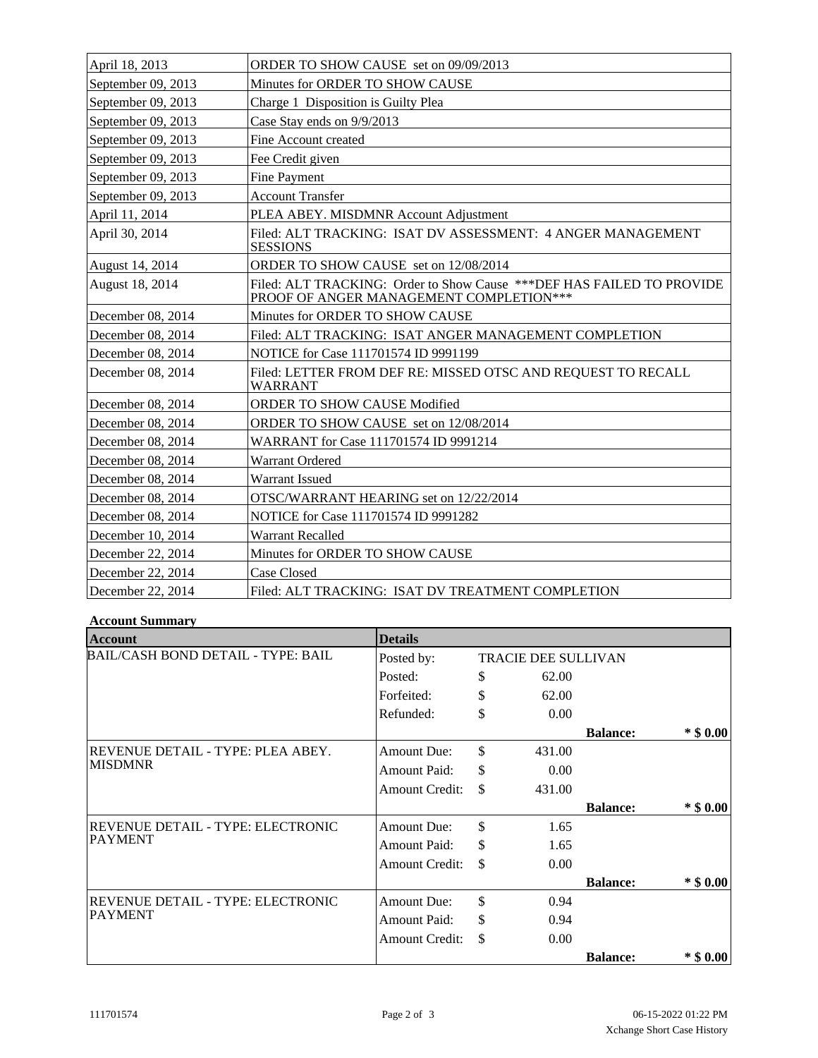| | |
|---|---|
| April 18, 2013 | ORDER TO SHOW CAUSE set on 09/09/2013 |
| September 09, 2013 | Minutes for ORDER TO SHOW CAUSE |
| September 09, 2013 | Charge 1 Disposition is Guilty Plea |
| September 09, 2013 | Case Stay ends on 9/9/2013 |
| September 09, 2013 | Fine Account created |
| September 09, 2013 | Fee Credit given |
| September 09, 2013 | Fine Payment |
| September 09, 2013 | Account Transfer |
| April 11, 2014 | PLEA ABEY. MISDMNR Account Adjustment |
| April 30, 2014 | Filed: ALT TRACKING: ISAT DV ASSESSMENT: 4 ANGER MANAGEMENT SESSIONS |
| August 14, 2014 | ORDER TO SHOW CAUSE set on 12/08/2014 |
| August 18, 2014 | Filed: ALT TRACKING: Order to Show Cause ***DEF HAS FAILED TO PROVIDE PROOF OF ANGER MANAGEMENT COMPLETION*** |
| December 08, 2014 | Minutes for ORDER TO SHOW CAUSE |
| December 08, 2014 | Filed: ALT TRACKING: ISAT ANGER MANAGEMENT COMPLETION |
| December 08, 2014 | NOTICE for Case 111701574 ID 9991199 |
| December 08, 2014 | Filed: LETTER FROM DEF RE: MISSED OTSC AND REQUEST TO RECALL WARRANT |
| December 08, 2014 | ORDER TO SHOW CAUSE Modified |
| December 08, 2014 | ORDER TO SHOW CAUSE set on 12/08/2014 |
| December 08, 2014 | WARRANT for Case 111701574 ID 9991214 |
| December 08, 2014 | Warrant Ordered |
| December 08, 2014 | Warrant Issued |
| December 08, 2014 | OTSC/WARRANT HEARING set on 12/22/2014 |
| December 08, 2014 | NOTICE for Case 111701574 ID 9991282 |
| December 10, 2014 | Warrant Recalled |
| December 22, 2014 | Minutes for ORDER TO SHOW CAUSE |
| December 22, 2014 | Case Closed |
| December 22, 2014 | Filed: ALT TRACKING: ISAT DV TREATMENT COMPLETION |

**Account Summary**

| Account | Details | | | | |
|---|---|---|---|---|---|
| BAIL/CASH BOND DETAIL - TYPE: BAIL | Posted by: | TRACIE DEE SULLIVAN | | | |
| | Posted: | $ | 62.00 | | |
| | Forfeited: | $ | 62.00 | | |
| | Refunded: | $ | 0.00 | | |
| | | | | **Balance:** | *** $ 0.00** |
| REVENUE DETAIL - TYPE: PLEA ABEY. MISDMNR | Amount Due: | $ | 431.00 | | |
| | Amount Paid: | $ | 0.00 | | |
| | Amount Credit: | $ | 431.00 | | |
| | | | | **Balance:** | *** $ 0.00** |
| REVENUE DETAIL - TYPE: ELECTRONIC PAYMENT | Amount Due: | $ | 1.65 | | |
| | Amount Paid: | $ | 1.65 | | |
| | Amount Credit: | $ | 0.00 | | |
| | | | | **Balance:** | *** $ 0.00** |
| REVENUE DETAIL - TYPE: ELECTRONIC PAYMENT | Amount Due: | $ | 0.94 | | |
| | Amount Paid: | $ | 0.94 | | |
| | Amount Credit: | $ | 0.00 | | |
| | | | | **Balance:** | *** $ 0.00** |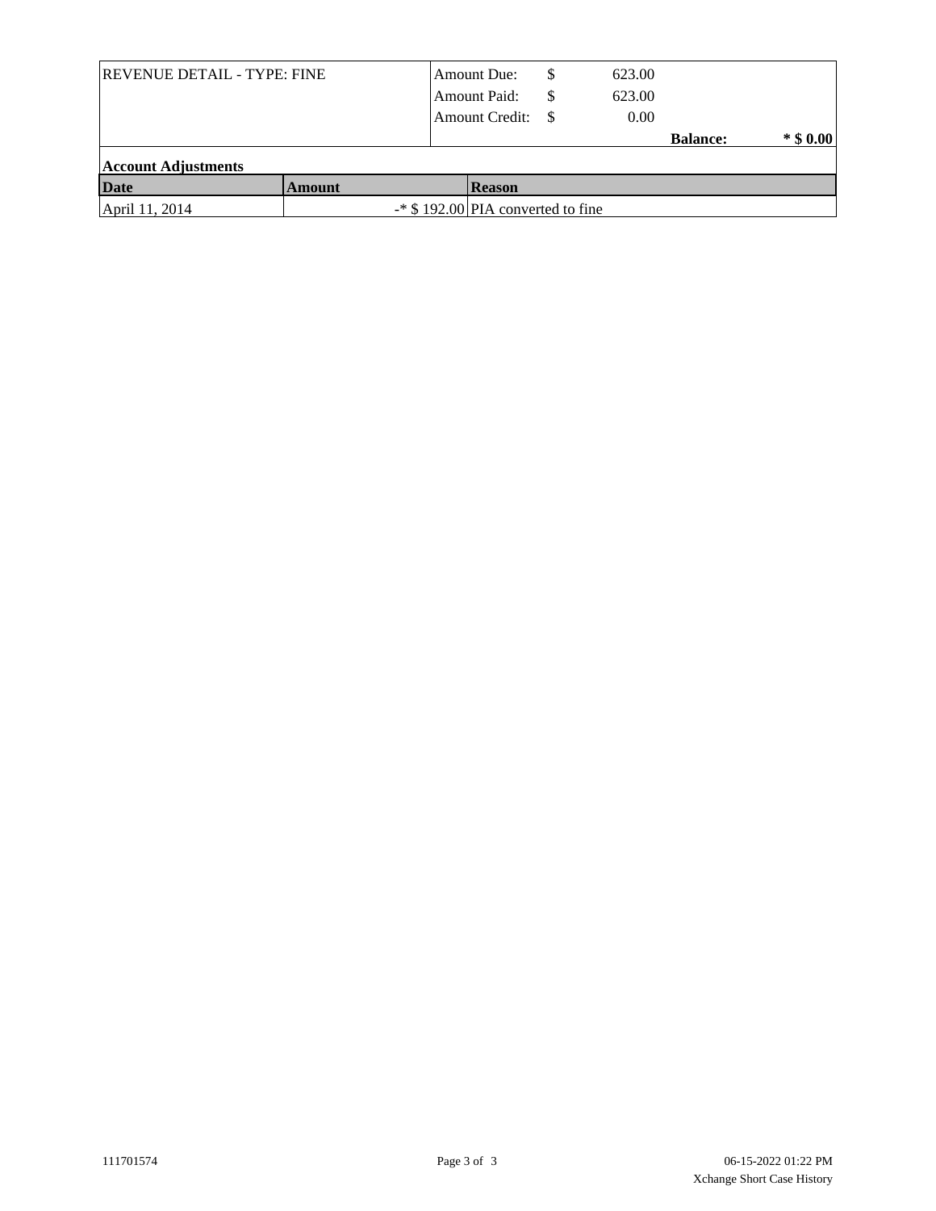| REVENUE DETAIL - TYPE: FINE | | | |
|---|---|---|---|
| | Amount Due: | $ | 623.00 |
| | Amount Paid: | $ | 623.00 |
| | Amount Credit: | $ | 0.00 |
| | | **Balance:** | **\* $ 0.00** |

**Account Adjustments**

| Date | Amount | Reason |
|---|---|---|
| April 11, 2014 | -* $ 192.00 | PIA converted to fine |